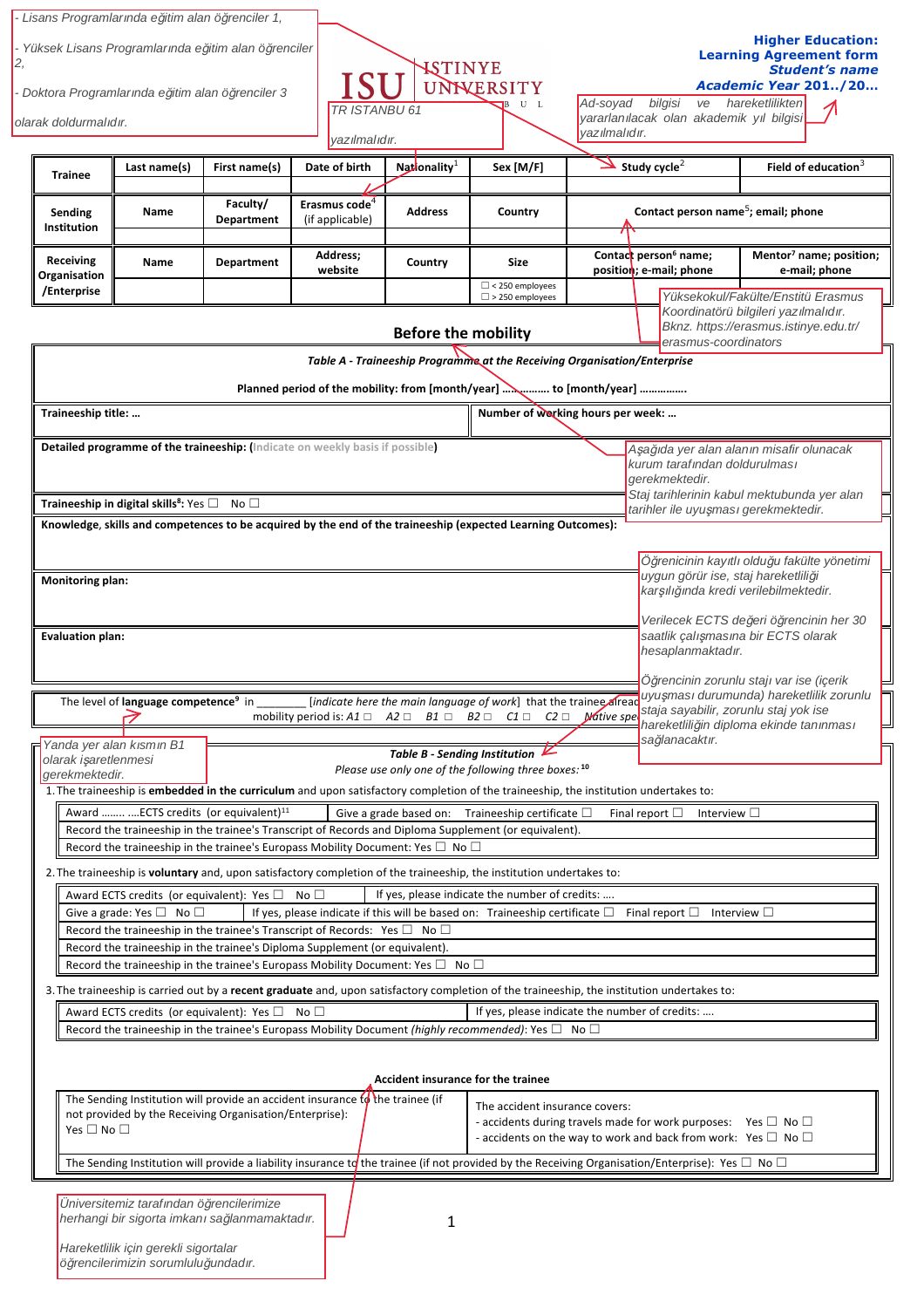- Lisans Programlarında eğitim alan öğrenciler 1,

- Yüksek Lisans Programlarında eğitim alan öğrenciler 2,

- Doktora Programlarında eğitim alan öğrenciler 3

olarak doldurmalıdır.

ISU İSTİNYE UNIVERSITY İSTANBUL

TR ISTANBU 61

yazılmalıdır.

**Higher Education:**
**Learning Agreement form**
***Student's name***
***Academic Year 201../20…***

Ad-soyad bilgisi ve hareketlilikten yararlanılacak olan akademik yıl bilgisi yazılmalıdır.

| Trainee | Last name(s) | First name(s) | Date of birth | Nationality[1] | Sex [M/F] | Study cycle[2] | Field of education[3] |
|---|---|---|---|---|---|---|---|
| | | | | | | | |

| Sending Institution | Name | Faculty/ Department | Erasmus code[4] (if applicable) | Address | Country | Contact person name[5]; email; phone |
|---|---|---|---|---|---|---|
| | | | | | | |

| Receiving Organisation /Enterprise | Name | Department | Address; website | Country | Size | Contact person[6] name; position; e-mail; phone | Mentor[7] name; position; e-mail; phone |
|---|---|---|---|---|---|---|---|
| | | | | | ☐ < 250 employees ☐ > 250 employees | | |

Yüksekokul/Fakülte/Enstitü Erasmus Koordinatörü bilgileri yazılmalıdır. Bknz. https://erasmus.istinye.edu.tr/ erasmus-coordinators

## Before the mobility

***Table A - Traineeship Programme at the Receiving Organisation/Enterprise***

**Planned period of the mobility: from [month/year] …………… to [month/year] ……………**

**Traineeship title: …** | **Number of working hours per week: …**

**Detailed programme of the traineeship:** (Indicate on weekly basis if possible)

Aşağıda yer alan alanın misafir olunacak kurum tarafından doldurulması gerekmektedir.
Staj tarihlerinin kabul mektubunda yer alan tarihler ile uyuşması gerekmektedir.

**Traineeship in digital skills[8]:** Yes ☐ No ☐

**Knowledge, skills and competences to be acquired by the end of the traineeship (expected Learning Outcomes):**

**Monitoring plan:**

**Evaluation plan:**

Öğrenicinin kayıtlı olduğu fakülte yönetimi uygun görür ise, staj hareketliliği karşılığında kredi verilebilmektedir.

Verilecek ECTS değeri öğrencinin her 30 saatlik çalışmasına bir ECTS olarak hesaplanmaktadır.

Öğrencinin zorunlu stajı var ise (içerik uyuşması durumunda) hareketlilik zorunlu staja sayabilir, zorunlu staj yok ise hareketliliğin diploma ekinde tanınması sağlanacaktır.

The level of **language competence[9]** in ________ [*indicate here the main language of work*] that the trainee already has or agrees to acquire by the start of the mobility period is: A1 ☐ A2 ☐ B1 ☐ B2 ☐ C1 ☐ C2 ☐ Native speaker ☐

Yanda yer alan kısmın B1 olarak işaretlenmesi gerekmektedir.

***Table B - Sending Institution***

*Please use only one of the following three boxes:* [10]

1. The traineeship is **embedded in the curriculum** and upon satisfactory completion of the traineeship, the institution undertakes to:

| | |
|---|---|
| Award ……. ….ECTS credits (or equivalent)[11] | Give a grade based on: Traineeship certificate ☐ Final report ☐ Interview ☐ |
| Record the traineeship in the trainee's Transcript of Records and Diploma Supplement (or equivalent). | |
| Record the traineeship in the trainee's Europass Mobility Document: Yes ☐ No ☐ | |

2. The traineeship is **voluntary** and, upon satisfactory completion of the traineeship, the institution undertakes to:

| | |
|---|---|
| Award ECTS credits (or equivalent): Yes ☐ No ☐ | If yes, please indicate the number of credits: …. |
| Give a grade: Yes ☐ No ☐ | If yes, please indicate if this will be based on: Traineeship certificate ☐ Final report ☐ Interview ☐ |
| Record the traineeship in the trainee's Transcript of Records: Yes ☐ No ☐ | |
| Record the traineeship in the trainee's Diploma Supplement (or equivalent). | |
| Record the traineeship in the trainee's Europass Mobility Document: Yes ☐ No ☐ | |

3. The traineeship is carried out by a **recent graduate** and, upon satisfactory completion of the traineeship, the institution undertakes to:

| | |
|---|---|
| Award ECTS credits (or equivalent): Yes ☐ No ☐ | If yes, please indicate the number of credits: …. |
| Record the traineeship in the trainee's Europass Mobility Document (*highly recommended*): Yes ☐ No ☐ | |

**Accident insurance for the trainee**

| | |
|---|---|
| The Sending Institution will provide an accident insurance to the trainee (if not provided by the Receiving Organisation/Enterprise): Yes ☐ No ☐ | The accident insurance covers: - accidents during travels made for work purposes: Yes ☐ No ☐ - accidents on the way to work and back from work: Yes ☐ No ☐ |
| The Sending Institution will provide a liability insurance to the trainee (if not provided by the Receiving Organisation/Enterprise): Yes ☐ No ☐ | |

Üniversitemiz tarafından öğrencilerimize herhangi bir sigorta imkanı sağlanmamaktadır.

Hareketlilik için gerekli sigortalar öğrencilerimizin sorumluluğundadır.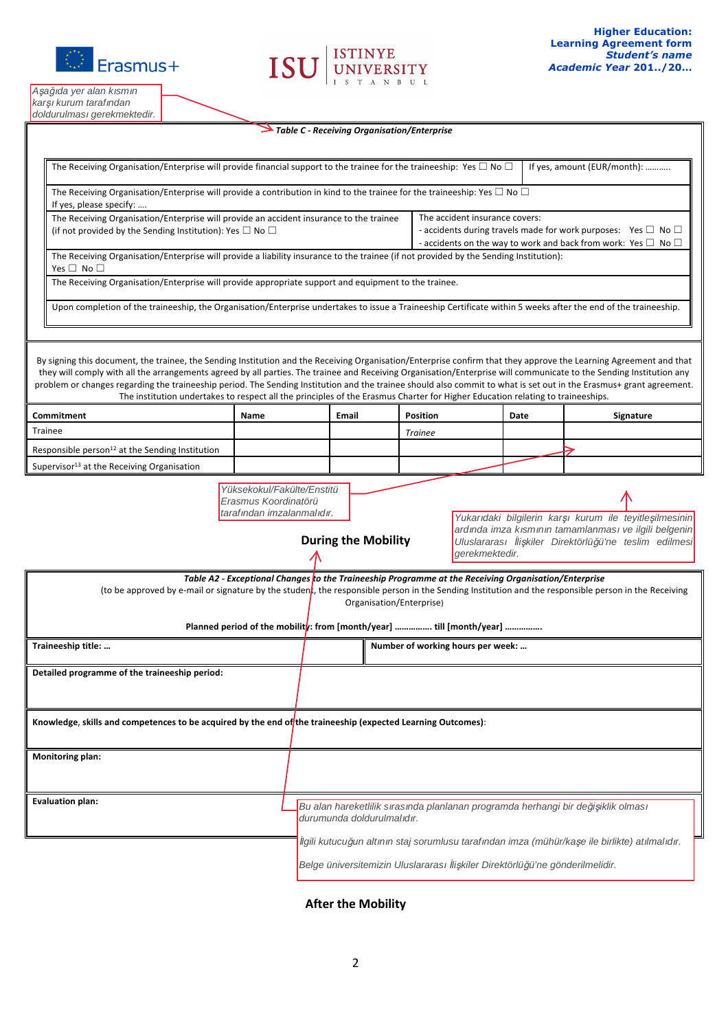Higher Education:
Learning Agreement form
*Student's name*
*Academic Year 201../20…*

Erasmus+ | ISU ISTINYE UNIVERSITY ISTANBUL

*Aşağıda yer alan kısmın karşı kurum tarafından doldurulması gerekmektedir.*

***Table C - Receiving Organisation/Enterprise***

| | |
|---|---|
| The Receiving Organisation/Enterprise will provide financial support to the trainee for the traineeship: Yes ☐ No ☐ | If yes, amount (EUR/month): ……….. |
| The Receiving Organisation/Enterprise will provide a contribution in kind to the trainee for the traineeship: Yes ☐ No ☐ If yes, please specify: …. | |
| The Receiving Organisation/Enterprise will provide an accident insurance to the trainee (if not provided by the Sending Institution): Yes ☐ No ☐ | The accident insurance covers: - accidents during travels made for work purposes: Yes ☐ No ☐ - accidents on the way to work and back from work: Yes ☐ No ☐ |
| The Receiving Organisation/Enterprise will provide a liability insurance to the trainee (if not provided by the Sending Institution): Yes ☐ No ☐ | |
| The Receiving Organisation/Enterprise will provide appropriate support and equipment to the trainee. | |
| Upon completion of the traineeship, the Organisation/Enterprise undertakes to issue a Traineeship Certificate within 5 weeks after the end of the traineeship. | |

By signing this document, the trainee, the Sending Institution and the Receiving Organisation/Enterprise confirm that they approve the Learning Agreement and that they will comply with all the arrangements agreed by all parties. The trainee and Receiving Organisation/Enterprise will communicate to the Sending Institution any problem or changes regarding the traineeship period. The Sending Institution and the trainee should also commit to what is set out in the Erasmus+ grant agreement. The institution undertakes to respect all the principles of the Erasmus Charter for Higher Education relating to traineeships.

| Commitment | Name | Email | Position | Date | Signature |
|---|---|---|---|---|---|
| Trainee | | | *Trainee* | | |
| Responsible person[12] at the Sending Institution | | | | | |
| Supervisor[13] at the Receiving Organisation | | | | | |

*Yüksekokul/Fakülte/Enstitü Erasmus Koordinatörü tarafından imzalanmalıdır.*

*Yukarıdaki bilgilerin karşı kurum ile teyitleşilmesinin ardında imza kısmının tamamlanması ve ilgili belgenin Uluslararası İlişkiler Direktörlüğü'ne teslim edilmesi gerekmektedir.*

## During the Mobility

***Table A2 - Exceptional Changes to the Traineeship Programme at the Receiving Organisation/Enterprise***

(to be approved by e-mail or signature by the student, the responsible person in the Sending Institution and the responsible person in the Receiving Organisation/Enterprise)

**Planned period of the mobility: from [month/year] ……………. till [month/year] …………….**

| | |
|---|---|
| **Traineeship title: …** | **Number of working hours per week: …** |
| **Detailed programme of the traineeship period:** | |
| **Knowledge, skills and competences to be acquired by the end of the traineeship (expected Learning Outcomes)**: | |
| **Monitoring plan:** | |
| **Evaluation plan:** | |

*Bu alan hareketlilik sırasında planlanan programda herhangi bir değişiklik olması durumunda doldurulmalıdır.*

*İlgili kutucuğun altının staj sorumlusu tarafından imza (mühür/kaşe ile birlikte) atılmalıdır.*

*Belge üniversitemizin Uluslararası İlişkiler Direktörlüğü'ne gönderilmelidir.*

## After the Mobility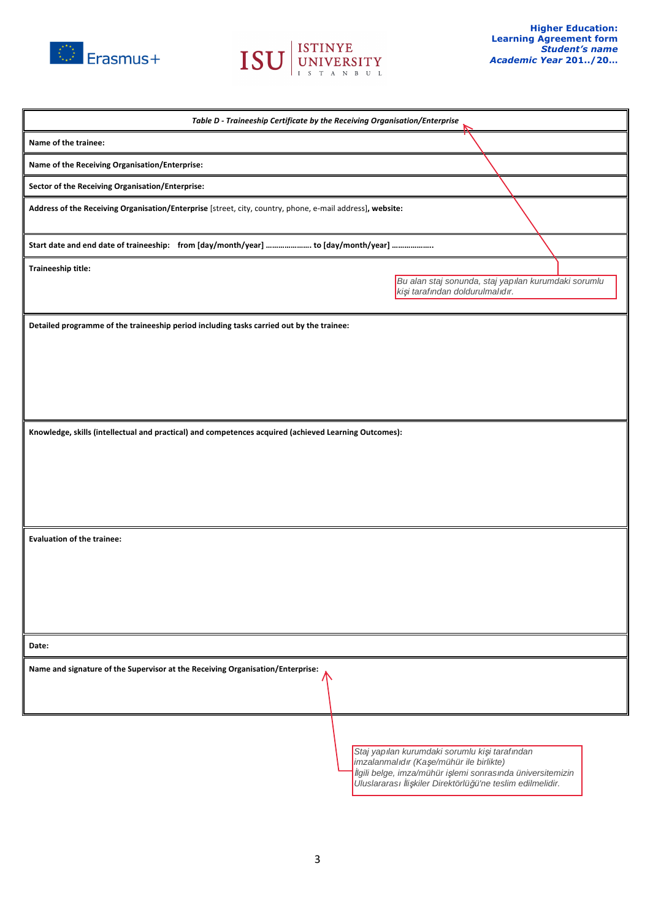| *Table D - Traineeship Certificate by the Receiving Organisation/Enterprise* |
|---|
| **Name of the trainee:** |
| **Name of the Receiving Organisation/Enterprise:** |
| **Sector of the Receiving Organisation/Enterprise:** |
| **Address of the Receiving Organisation/Enterprise** [street, city, country, phone, e-mail address]**, website:** |
| **Start date and end date of traineeship: from [day/month/year] …………………. to [day/month/year] ………………..** |
| **Traineeship title:** |
| **Detailed programme of the traineeship period including tasks carried out by the trainee:** |
| **Knowledge, skills (intellectual and practical) and competences acquired (achieved Learning Outcomes):** |
| **Evaluation of the trainee:** |
| **Date:** |
| **Name and signature of the Supervisor at the Receiving Organisation/Enterprise:** |

*Bu alan staj sonunda, staj yapılan kurumdaki sorumlu kişi tarafından doldurulmalıdır.*

*Staj yapılan kurumdaki sorumlu kişi tarafından imzalanmalıdır (Kaşe/mühür ile birlikte)*
*İlgili belge, imza/mühür işlemi sonrasında üniversitemizin Uluslararası İlişkiler Direktörlüğü'ne teslim edilmelidir.*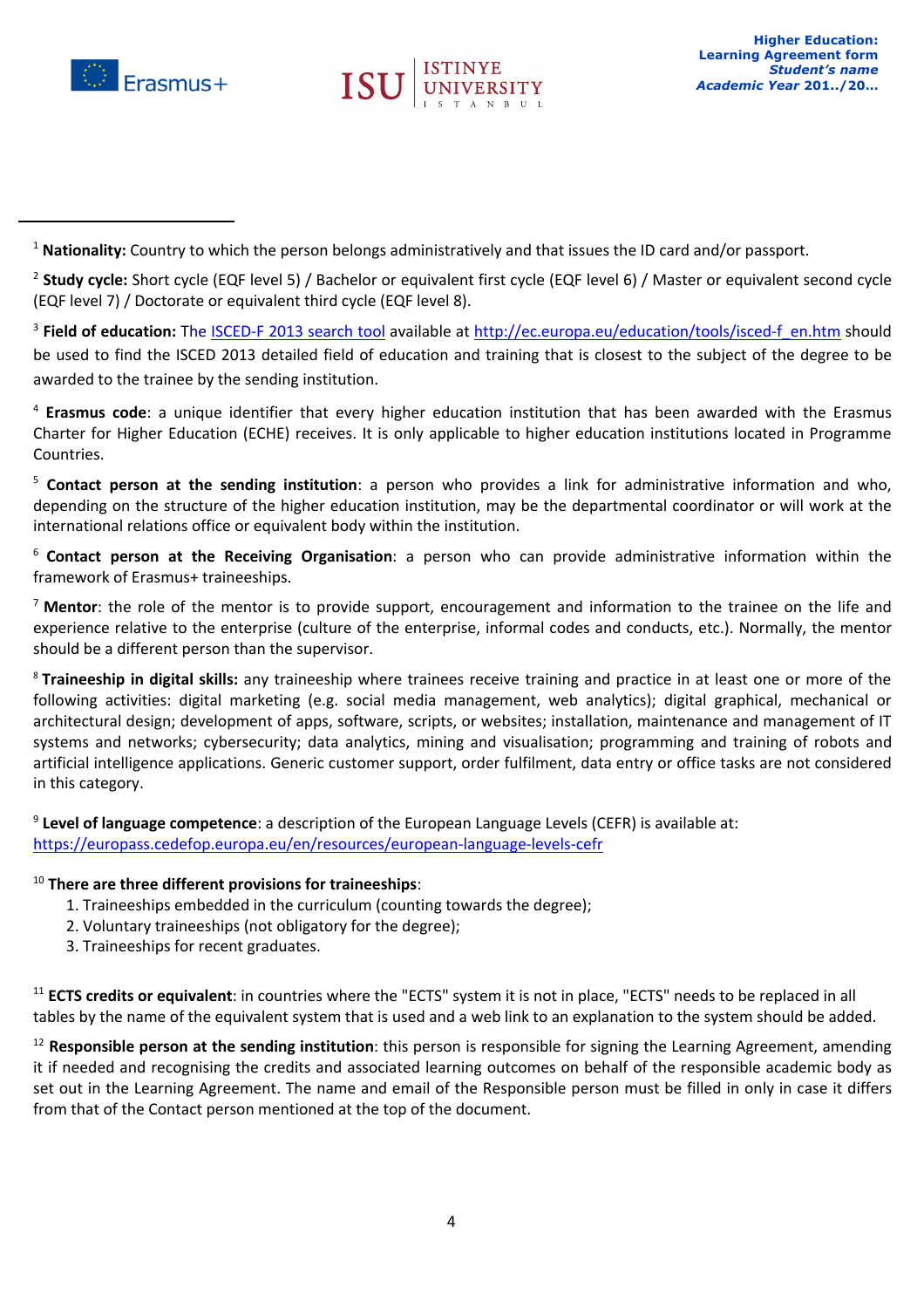[1] **Nationality:** Country to which the person belongs administratively and that issues the ID card and/or passport.

[2] **Study cycle:** Short cycle (EQF level 5) / Bachelor or equivalent first cycle (EQF level 6) / Master or equivalent second cycle (EQF level 7) / Doctorate or equivalent third cycle (EQF level 8).

[3] **Field of education:** The ISCED-F 2013 search tool available at http://ec.europa.eu/education/tools/isced-f_en.htm should be used to find the ISCED 2013 detailed field of education and training that is closest to the subject of the degree to be awarded to the trainee by the sending institution.

[4] **Erasmus code**: a unique identifier that every higher education institution that has been awarded with the Erasmus Charter for Higher Education (ECHE) receives. It is only applicable to higher education institutions located in Programme Countries.

[5] **Contact person at the sending institution**: a person who provides a link for administrative information and who, depending on the structure of the higher education institution, may be the departmental coordinator or will work at the international relations office or equivalent body within the institution.

[6] **Contact person at the Receiving Organisation**: a person who can provide administrative information within the framework of Erasmus+ traineeships.

[7] **Mentor**: the role of the mentor is to provide support, encouragement and information to the trainee on the life and experience relative to the enterprise (culture of the enterprise, informal codes and conducts, etc.). Normally, the mentor should be a different person than the supervisor.

[8] **Traineeship in digital skills:** any traineeship where trainees receive training and practice in at least one or more of the following activities: digital marketing (e.g. social media management, web analytics); digital graphical, mechanical or architectural design; development of apps, software, scripts, or websites; installation, maintenance and management of IT systems and networks; cybersecurity; data analytics, mining and visualisation; programming and training of robots and artificial intelligence applications. Generic customer support, order fulfilment, data entry or office tasks are not considered in this category.

[9] **Level of language competence**: a description of the European Language Levels (CEFR) is available at: https://europass.cedefop.europa.eu/en/resources/european-language-levels-cefr

[10] **There are three different provisions for traineeships**:

1. Traineeships embedded in the curriculum (counting towards the degree);
2. Voluntary traineeships (not obligatory for the degree);
3. Traineeships for recent graduates.

[11] **ECTS credits or equivalent**: in countries where the "ECTS" system it is not in place, "ECTS" needs to be replaced in all tables by the name of the equivalent system that is used and a web link to an explanation to the system should be added.

[12] **Responsible person at the sending institution**: this person is responsible for signing the Learning Agreement, amending it if needed and recognising the credits and associated learning outcomes on behalf of the responsible academic body as set out in the Learning Agreement. The name and email of the Responsible person must be filled in only in case it differs from that of the Contact person mentioned at the top of the document.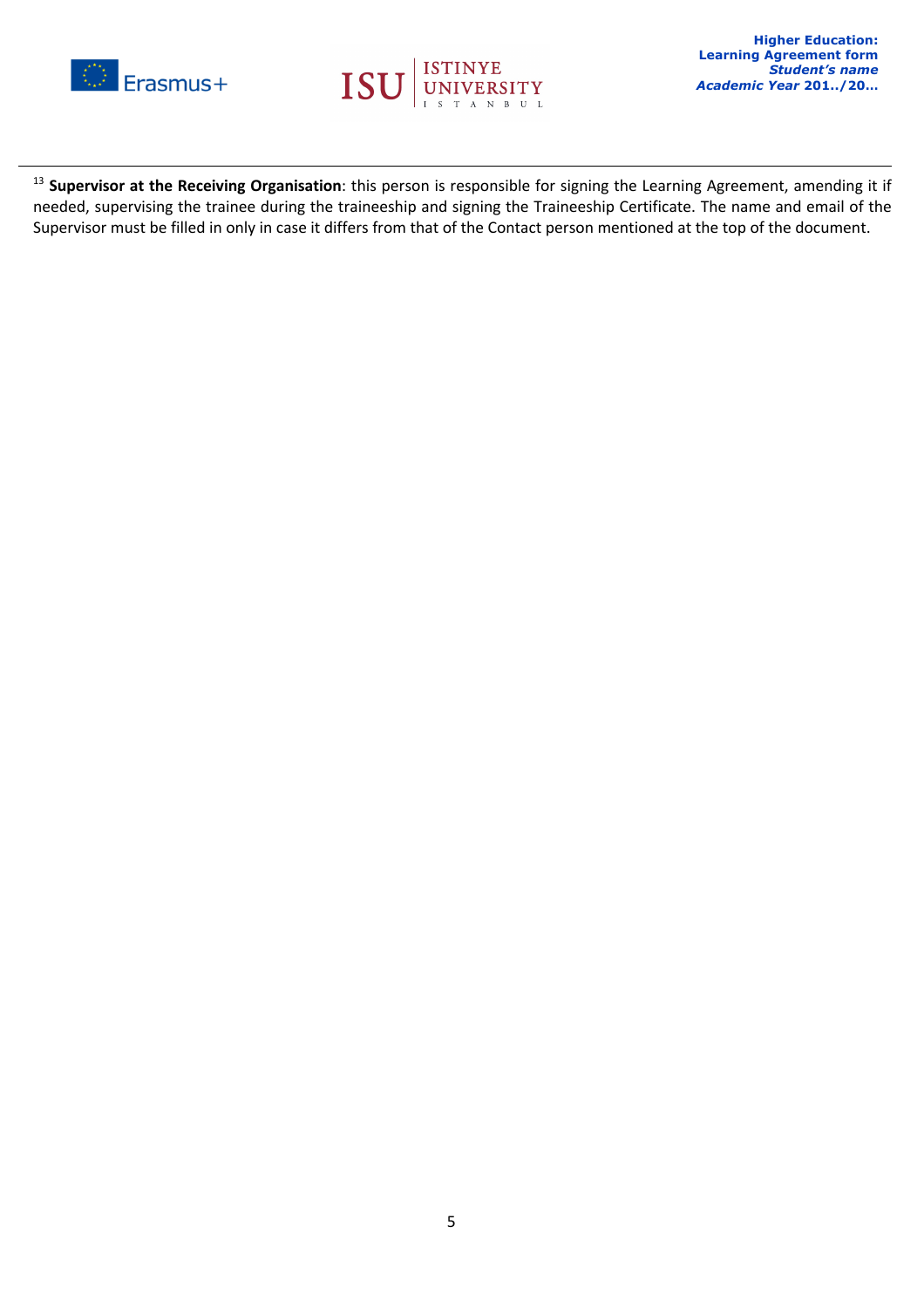[13] **Supervisor at the Receiving Organisation**: this person is responsible for signing the Learning Agreement, amending it if needed, supervising the trainee during the traineeship and signing the Traineeship Certificate. The name and email of the Supervisor must be filled in only in case it differs from that of the Contact person mentioned at the top of the document.